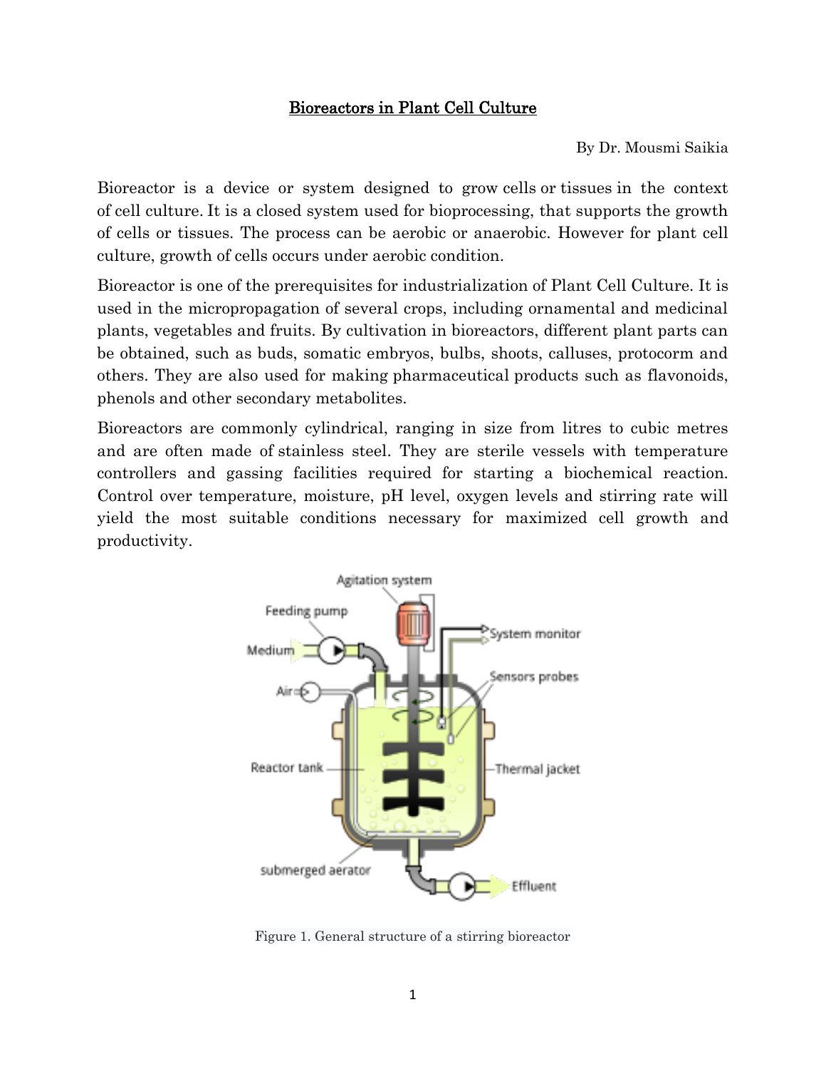# Bioreactors in Plant Cell Culture

By Dr. Mousmi Saikia

Bioreactor is a device or system designed to grow cells or tissues in the context of cell culture. It is a closed system used for bioprocessing, that supports the growth of cells or tissues. The process can be aerobic or anaerobic. However for plant cell culture, growth of cells occurs under aerobic condition.

Bioreactor is one of the prerequisites for industrialization of Plant Cell Culture. It is used in the micropropagation of several crops, including ornamental and medicinal plants, vegetables and fruits. By cultivation in bioreactors, different plant parts can be obtained, such as buds, somatic embryos, bulbs, shoots, calluses, protocorm and others. They are also used for making pharmaceutical products such as flavonoids, phenols and other secondary metabolites.

Bioreactors are commonly cylindrical, ranging in size from litres to cubic metres and are often made of stainless steel. They are sterile vessels with temperature controllers and gassing facilities required for starting a biochemical reaction. Control over temperature, moisture, pH level, oxygen levels and stirring rate will yield the most suitable conditions necessary for maximized cell growth and productivity.

Agitation system
Feeding pump
Medium
Air
System monitor
Sensors probes
Reactor tank
Thermal jacket
submerged aerator
Effluent

Figure 1. General structure of a stirring bioreactor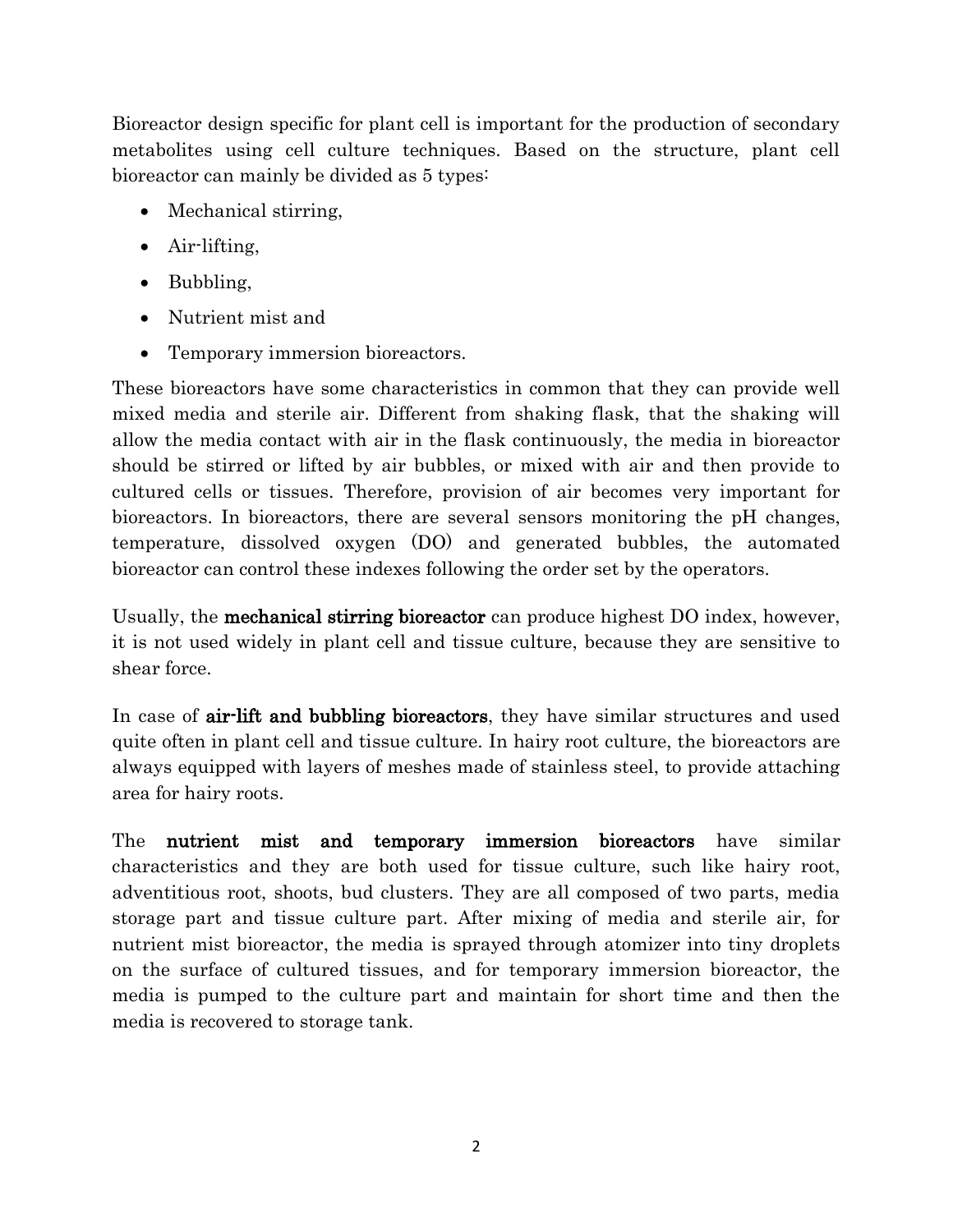Bioreactor design specific for plant cell is important for the production of secondary metabolites using cell culture techniques. Based on the structure, plant cell bioreactor can mainly be divided as 5 types:

- Mechanical stirring,
- Air-lifting,
- Bubbling,
- Nutrient mist and
- Temporary immersion bioreactors.

These bioreactors have some characteristics in common that they can provide well mixed media and sterile air. Different from shaking flask, that the shaking will allow the media contact with air in the flask continuously, the media in bioreactor should be stirred or lifted by air bubbles, or mixed with air and then provide to cultured cells or tissues. Therefore, provision of air becomes very important for bioreactors. In bioreactors, there are several sensors monitoring the pH changes, temperature, dissolved oxygen (DO) and generated bubbles, the automated bioreactor can control these indexes following the order set by the operators.

Usually, the **mechanical stirring bioreactor** can produce highest DO index, however, it is not used widely in plant cell and tissue culture, because they are sensitive to shear force.

In case of **air-lift and bubbling bioreactors**, they have similar structures and used quite often in plant cell and tissue culture. In hairy root culture, the bioreactors are always equipped with layers of meshes made of stainless steel, to provide attaching area for hairy roots.

The **nutrient mist and temporary immersion bioreactors** have similar characteristics and they are both used for tissue culture, such like hairy root, adventitious root, shoots, bud clusters. They are all composed of two parts, media storage part and tissue culture part. After mixing of media and sterile air, for nutrient mist bioreactor, the media is sprayed through atomizer into tiny droplets on the surface of cultured tissues, and for temporary immersion bioreactor, the media is pumped to the culture part and maintain for short time and then the media is recovered to storage tank.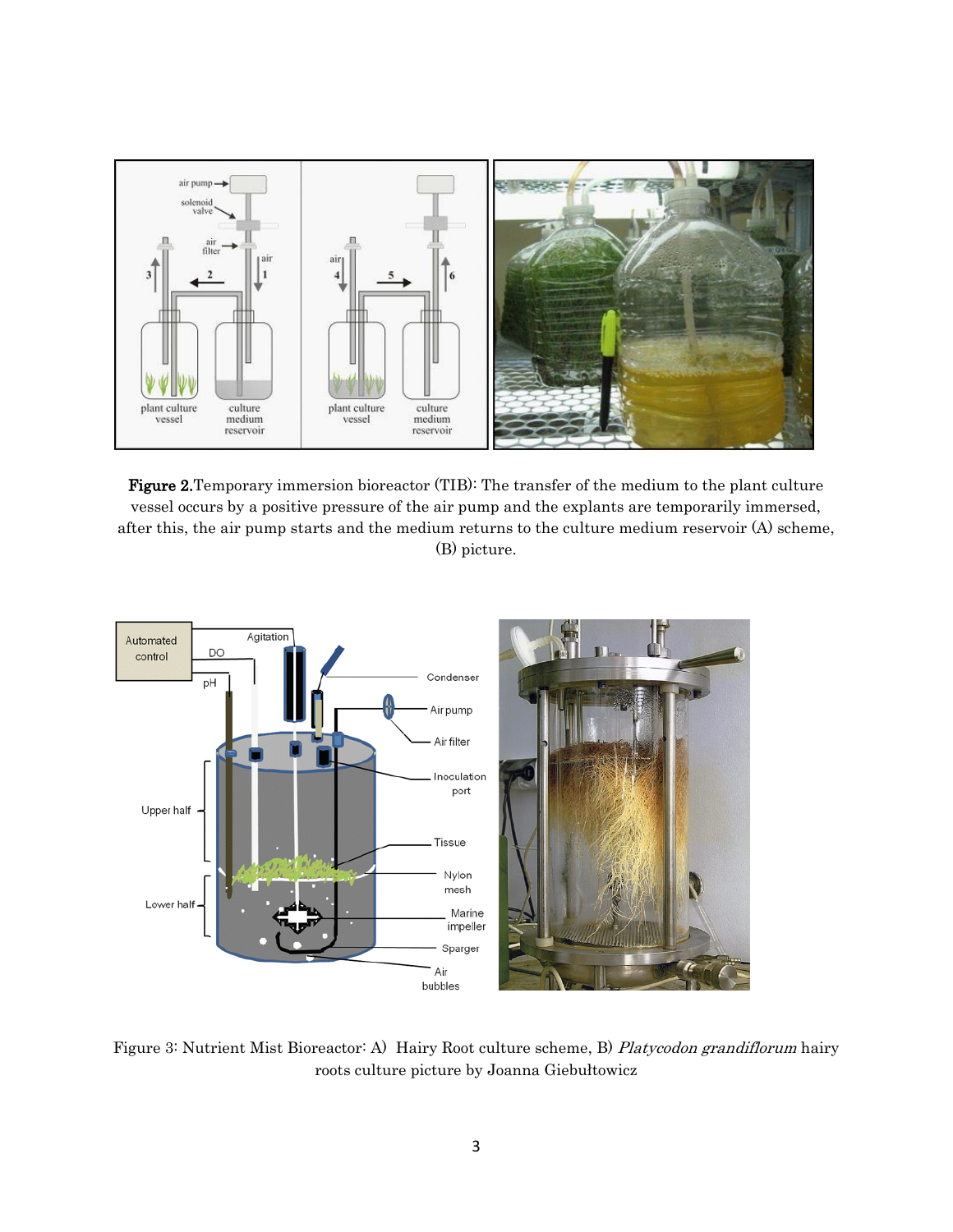**Figure 2.** Temporary immersion bioreactor (TIB): The transfer of the medium to the plant culture vessel occurs by a positive pressure of the air pump and the explants are temporarily immersed, after this, the air pump starts and the medium returns to the culture medium reservoir (A) scheme, (B) picture.

Figure 3: Nutrient Mist Bioreactor: A) Hairy Root culture scheme, B) *Platycodon grandiflorum* hairy roots culture picture by Joanna Giebułtowicz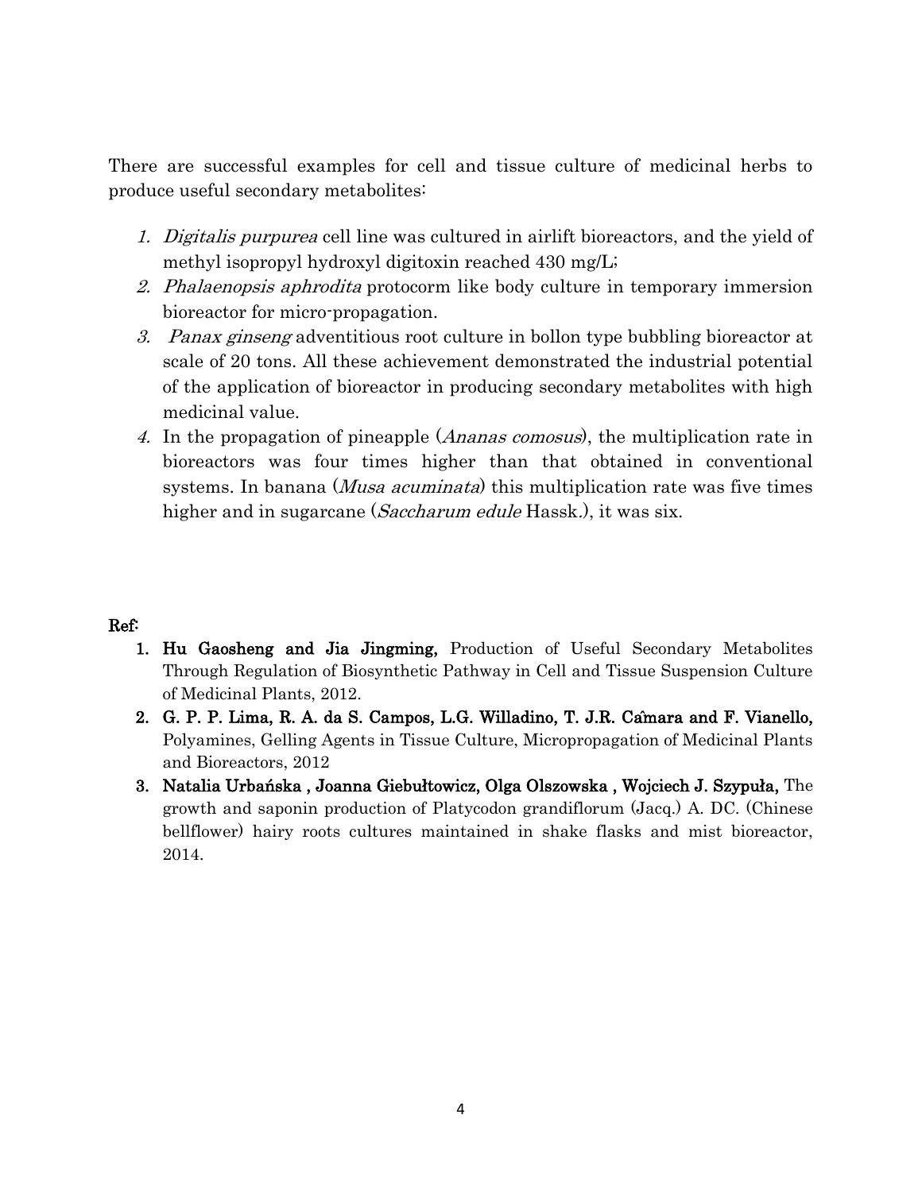There are successful examples for cell and tissue culture of medicinal herbs to produce useful secondary metabolites:

1. *Digitalis purpurea* cell line was cultured in airlift bioreactors, and the yield of methyl isopropyl hydroxyl digitoxin reached 430 mg/L;
2. *Phalaenopsis aphrodita* protocorm like body culture in temporary immersion bioreactor for micro-propagation.
3. *Panax ginseng* adventitious root culture in bollon type bubbling bioreactor at scale of 20 tons. All these achievement demonstrated the industrial potential of the application of bioreactor in producing secondary metabolites with high medicinal value.
4. In the propagation of pineapple (*Ananas comosus*), the multiplication rate in bioreactors was four times higher than that obtained in conventional systems. In banana (*Musa acuminata*) this multiplication rate was five times higher and in sugarcane (*Saccharum edule* Hassk.), it was six.

**Ref:**

1. **Hu Gaosheng and Jia Jingming,** Production of Useful Secondary Metabolites Through Regulation of Biosynthetic Pathway in Cell and Tissue Suspension Culture of Medicinal Plants, 2012.
2. **G. P. P. Lima, R. A. da S. Campos, L.G. Willadino, T. J.R. Câmara and F. Vianello,** Polyamines, Gelling Agents in Tissue Culture, Micropropagation of Medicinal Plants and Bioreactors, 2012
3. **Natalia Urbańska , Joanna Giebułtowicz, Olga Olszowska , Wojciech J. Szypuła,** The growth and saponin production of Platycodon grandiflorum (Jacq.) A. DC. (Chinese bellflower) hairy roots cultures maintained in shake flasks and mist bioreactor, 2014.